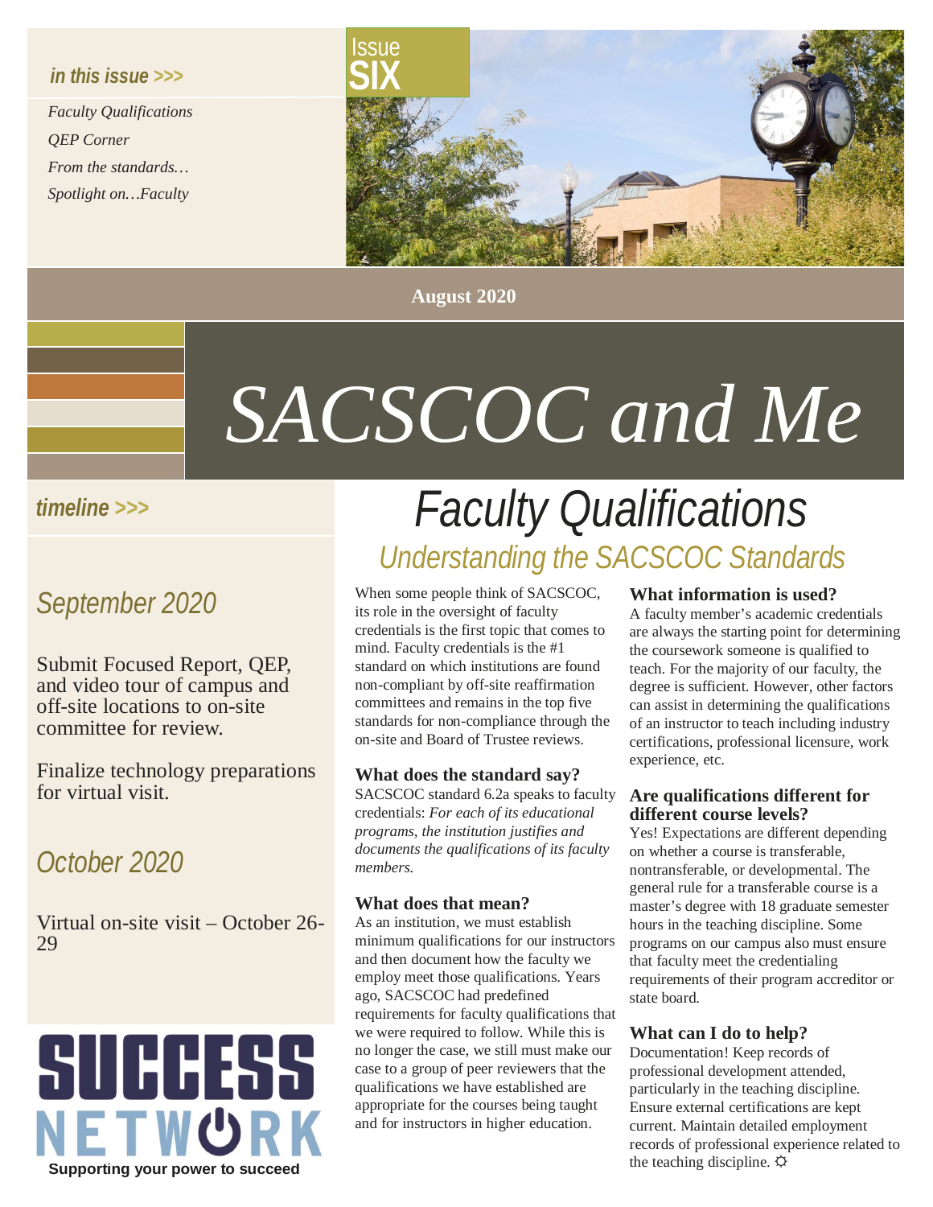*in this issue >>>*

*Faculty Qualifications*
*QEP Corner*
*From the standards…*
*Spotlight on…Faculty*

Issue SIX

**August 2020**

# *SACSCOC and Me*

*timeline >>>*

## *September 2020*

Submit Focused Report, QEP, and video tour of campus and off-site locations to on-site committee for review.

Finalize technology preparations for virtual visit.

## *October 2020*

Virtual on-site visit – October 26-29

SUCCESS NETWORK

**Supporting your power to succeed**

# *Faculty Qualifications*

## *Understanding the SACSCOC Standards*

When some people think of SACSCOC, its role in the oversight of faculty credentials is the first topic that comes to mind. Faculty credentials is the #1 standard on which institutions are found non-compliant by off-site reaffirmation committees and remains in the top five standards for non-compliance through the on-site and Board of Trustee reviews.

### What does the standard say?

SACSCOC standard 6.2a speaks to faculty credentials: *For each of its educational programs, the institution justifies and documents the qualifications of its faculty members.*

### What does that mean?

As an institution, we must establish minimum qualifications for our instructors and then document how the faculty we employ meet those qualifications. Years ago, SACSCOC had predefined requirements for faculty qualifications that we were required to follow. While this is no longer the case, we still must make our case to a group of peer reviewers that the qualifications we have established are appropriate for the courses being taught and for instructors in higher education.

### What information is used?

A faculty member's academic credentials are always the starting point for determining the coursework someone is qualified to teach. For the majority of our faculty, the degree is sufficient. However, other factors can assist in determining the qualifications of an instructor to teach including industry certifications, professional licensure, work experience, etc.

### Are qualifications different for different course levels?

Yes! Expectations are different depending on whether a course is transferable, nontransferable, or developmental. The general rule for a transferable course is a master's degree with 18 graduate semester hours in the teaching discipline. Some programs on our campus also must ensure that faculty meet the credentialing requirements of their program accreditor or state board.

### What can I do to help?

Documentation! Keep records of professional development attended, particularly in the teaching discipline. Ensure external certifications are kept current. Maintain detailed employment records of professional experience related to the teaching discipline. ☼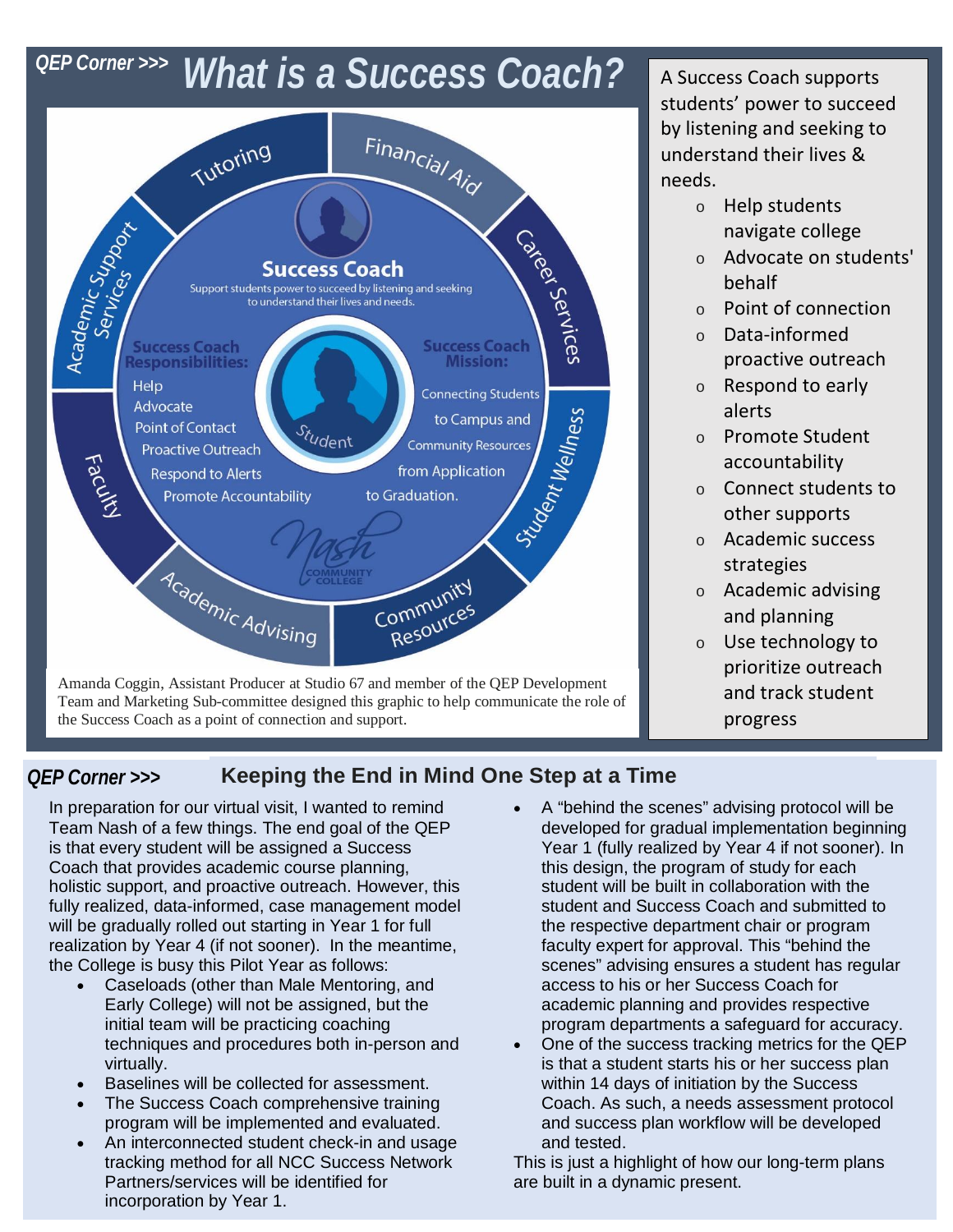## QEP Corner >>> What is a Success Coach?

Success Coach

Support students power to succeed by listening and seeking to understand their lives and needs.

**Success Coach Responsibilities:**

Help
Advocate
Point of Contact
Proactive Outreach
Respond to Alerts
Promote Accountability

**Success Coach Mission:**

Connecting Students to Campus and Community Resources from Application to Graduation.

Student

Tutoring · Financial Aid · Career Services · Student Wellness · Community Resources · Academic Advising · Faculty · Academic Support Services

Nash Community College

Amanda Coggin, Assistant Producer at Studio 67 and member of the QEP Development Team and Marketing Sub-committee designed this graphic to help communicate the role of the Success Coach as a point of connection and support.

A Success Coach supports students' power to succeed by listening and seeking to understand their lives & needs.

- Help students navigate college
- Advocate on students' behalf
- Point of connection
- Data-informed proactive outreach
- Respond to early alerts
- Promote Student accountability
- Connect students to other supports
- Academic success strategies
- Academic advising and planning
- Use technology to prioritize outreach and track student progress

## QEP Corner >>> Keeping the End in Mind One Step at a Time

In preparation for our virtual visit, I wanted to remind Team Nash of a few things. The end goal of the QEP is that every student will be assigned a Success Coach that provides academic course planning, holistic support, and proactive outreach. However, this fully realized, data-informed, case management model will be gradually rolled out starting in Year 1 for full realization by Year 4 (if not sooner). In the meantime, the College is busy this Pilot Year as follows:

- Caseloads (other than Male Mentoring, and Early College) will not be assigned, but the initial team will be practicing coaching techniques and procedures both in-person and virtually.
- Baselines will be collected for assessment.
- The Success Coach comprehensive training program will be implemented and evaluated.
- An interconnected student check-in and usage tracking method for all NCC Success Network Partners/services will be identified for incorporation by Year 1.
- A "behind the scenes" advising protocol will be developed for gradual implementation beginning Year 1 (fully realized by Year 4 if not sooner). In this design, the program of study for each student will be built in collaboration with the student and Success Coach and submitted to the respective department chair or program faculty expert for approval. This "behind the scenes" advising ensures a student has regular access to his or her Success Coach for academic planning and provides respective program departments a safeguard for accuracy.
- One of the success tracking metrics for the QEP is that a student starts his or her success plan within 14 days of initiation by the Success Coach. As such, a needs assessment protocol and success plan workflow will be developed and tested.

This is just a highlight of how our long-term plans are built in a dynamic present.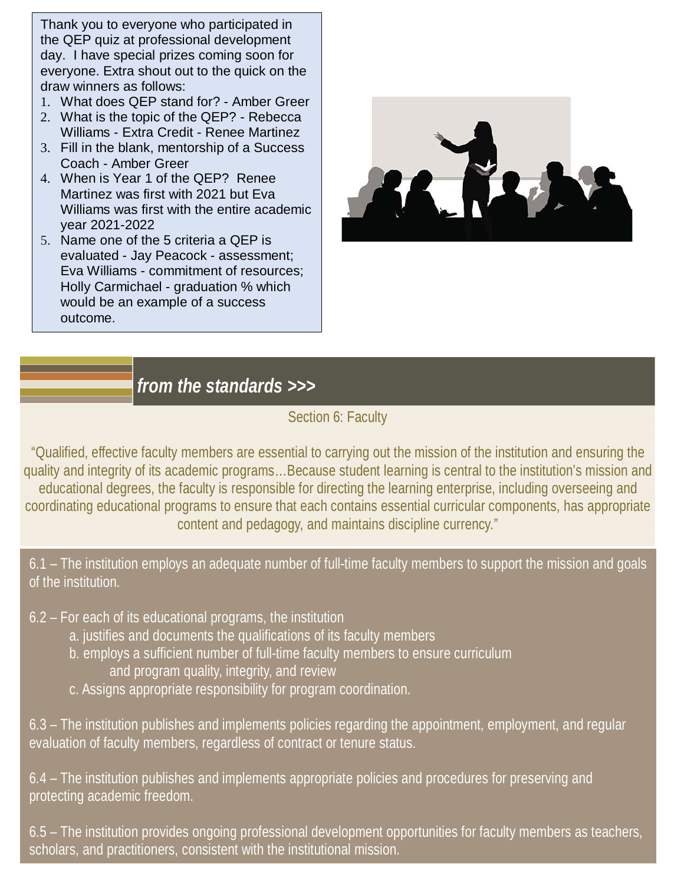Thank you to everyone who participated in the QEP quiz at professional development day. I have special prizes coming soon for everyone. Extra shout out to the quick on the draw winners as follows:

1. What does QEP stand for? - Amber Greer
2. What is the topic of the QEP? - Rebecca Williams - Extra Credit - Renee Martinez
3. Fill in the blank, mentorship of a Success Coach - Amber Greer
4. When is Year 1 of the QEP? Renee Martinez was first with 2021 but Eva Williams was first with the entire academic year 2021-2022
5. Name one of the 5 criteria a QEP is evaluated - Jay Peacock - assessment; Eva Williams - commitment of resources; Holly Carmichael - graduation % which would be an example of a success outcome.

## *from the standards >>>*

Section 6: Faculty

"Qualified, effective faculty members are essential to carrying out the mission of the institution and ensuring the quality and integrity of its academic programs…Because student learning is central to the institution's mission and educational degrees, the faculty is responsible for directing the learning enterprise, including overseeing and coordinating educational programs to ensure that each contains essential curricular components, has appropriate content and pedagogy, and maintains discipline currency."

6.1 – The institution employs an adequate number of full-time faculty members to support the mission and goals of the institution.

6.2 – For each of its educational programs, the institution

- a. justifies and documents the qualifications of its faculty members
- b. employs a sufficient number of full-time faculty members to ensure curriculum and program quality, integrity, and review
- c. Assigns appropriate responsibility for program coordination.

6.3 – The institution publishes and implements policies regarding the appointment, employment, and regular evaluation of faculty members, regardless of contract or tenure status.

6.4 – The institution publishes and implements appropriate policies and procedures for preserving and protecting academic freedom.

6.5 – The institution provides ongoing professional development opportunities for faculty members as teachers, scholars, and practitioners, consistent with the institutional mission.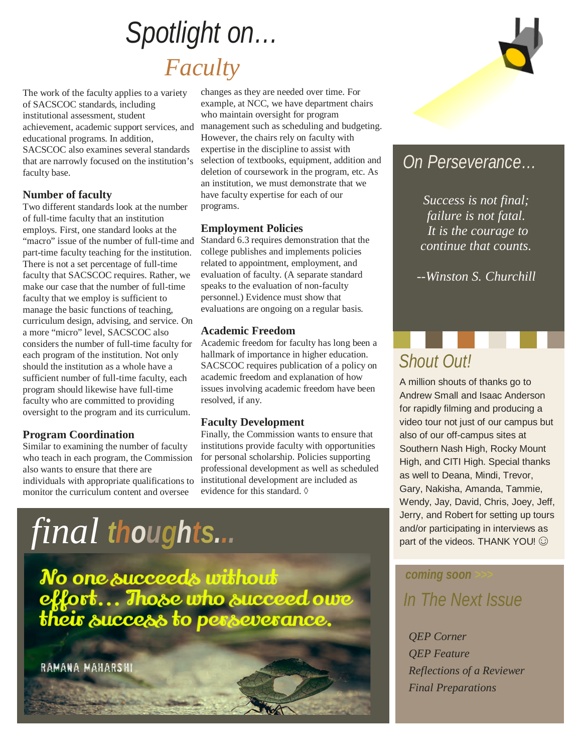# Spotlight on…
## Faculty

The work of the faculty applies to a variety of SACSCOC standards, including institutional assessment, student achievement, academic support services, and educational programs. In addition, SACSCOC also examines several standards that are narrowly focused on the institution's faculty base.

### Number of faculty

Two different standards look at the number of full-time faculty that an institution employs. First, one standard looks at the "macro" issue of the number of full-time and part-time faculty teaching for the institution. There is not a set percentage of full-time faculty that SACSCOC requires. Rather, we make our case that the number of full-time faculty that we employ is sufficient to manage the basic functions of teaching, curriculum design, advising, and service. On a more "micro" level, SACSCOC also considers the number of full-time faculty for each program of the institution. Not only should the institution as a whole have a sufficient number of full-time faculty, each program should likewise have full-time faculty who are committed to providing oversight to the program and its curriculum.

### Program Coordination

Similar to examining the number of faculty who teach in each program, the Commission also wants to ensure that there are individuals with appropriate qualifications to monitor the curriculum content and oversee changes as they are needed over time. For example, at NCC, we have department chairs who maintain oversight for program management such as scheduling and budgeting. However, the chairs rely on faculty with expertise in the discipline to assist with selection of textbooks, equipment, addition and deletion of coursework in the program, etc. As an institution, we must demonstrate that we have faculty expertise for each of our programs.

### Employment Policies

Standard 6.3 requires demonstration that the college publishes and implements policies related to appointment, employment, and evaluation of faculty. (A separate standard speaks to the evaluation of non-faculty personnel.) Evidence must show that evaluations are ongoing on a regular basis.

### Academic Freedom

Academic freedom for faculty has long been a hallmark of importance in higher education. SACSCOC requires publication of a policy on academic freedom and explanation of how issues involving academic freedom have been resolved, if any.

### Faculty Development

Finally, the Commission wants to ensure that institutions provide faculty with opportunities for personal scholarship. Policies supporting professional development as well as scheduled institutional development are included as evidence for this standard. ◊

## final thoughts...

No one succeeds without effort… Those who succeed owe their success to perseverance.

RAMANA MAHARSHI

## On Perseverance…

*Success is not final;*
*failure is not fatal.*
*It is the courage to continue that counts.*

*--Winston S. Churchill*

## Shout Out!

A million shouts of thanks go to Andrew Small and Isaac Anderson for rapidly filming and producing a video tour not just of our campus but also of our off-campus sites at Southern Nash High, Rocky Mount High, and CITI High. Special thanks as well to Deana, Mindi, Trevor, Gary, Nakisha, Amanda, Tammie, Wendy, Jay, David, Chris, Joey, Jeff, Jerry, and Robert for setting up tours and/or participating in interviews as part of the videos. THANK YOU! ☺

coming soon >>>

## In The Next Issue

*QEP Corner*
*QEP Feature*
*Reflections of a Reviewer*
*Final Preparations*